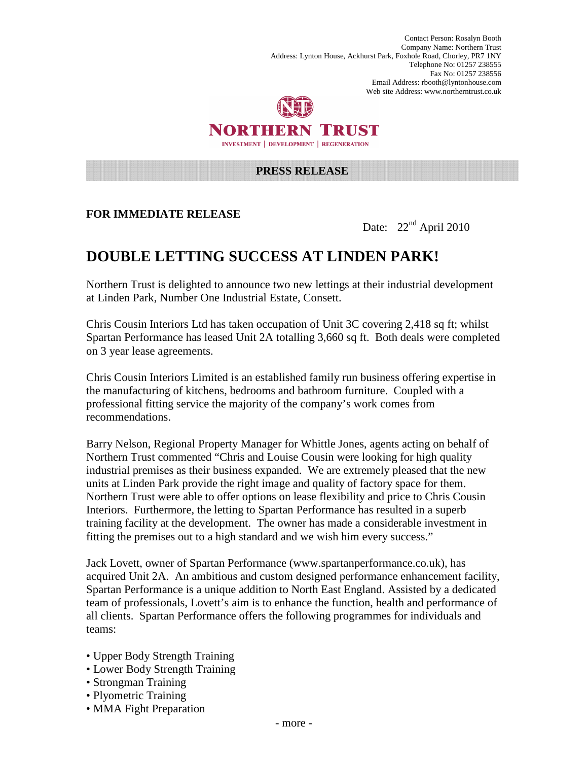Contact Person: Rosalyn Booth
Company Name: Northern Trust
Address: Lynton House, Ackhurst Park, Foxhole Road, Chorley, PR7 1NY
Telephone No: 01257 238555
Fax No: 01257 238556
Email Address: rbooth@lyntonhouse.com
Web site Address: www.northerntrust.co.uk

NORTHERN TRUST
INVESTMENT | DEVELOPMENT | REGENERATION

**PRESS RELEASE**

**FOR IMMEDIATE RELEASE**

Date: 22nd April 2010

# DOUBLE LETTING SUCCESS AT LINDEN PARK!

Northern Trust is delighted to announce two new lettings at their industrial development at Linden Park, Number One Industrial Estate, Consett.

Chris Cousin Interiors Ltd has taken occupation of Unit 3C covering 2,418 sq ft; whilst Spartan Performance has leased Unit 2A totalling 3,660 sq ft. Both deals were completed on 3 year lease agreements.

Chris Cousin Interiors Limited is an established family run business offering expertise in the manufacturing of kitchens, bedrooms and bathroom furniture. Coupled with a professional fitting service the majority of the company's work comes from recommendations.

Barry Nelson, Regional Property Manager for Whittle Jones, agents acting on behalf of Northern Trust commented "Chris and Louise Cousin were looking for high quality industrial premises as their business expanded. We are extremely pleased that the new units at Linden Park provide the right image and quality of factory space for them. Northern Trust were able to offer options on lease flexibility and price to Chris Cousin Interiors. Furthermore, the letting to Spartan Performance has resulted in a superb training facility at the development. The owner has made a considerable investment in fitting the premises out to a high standard and we wish him every success."

Jack Lovett, owner of Spartan Performance (www.spartanperformance.co.uk), has acquired Unit 2A. An ambitious and custom designed performance enhancement facility, Spartan Performance is a unique addition to North East England. Assisted by a dedicated team of professionals, Lovett's aim is to enhance the function, health and performance of all clients. Spartan Performance offers the following programmes for individuals and teams:

- Upper Body Strength Training
- Lower Body Strength Training
- Strongman Training
- Plyometric Training
- MMA Fight Preparation

- more -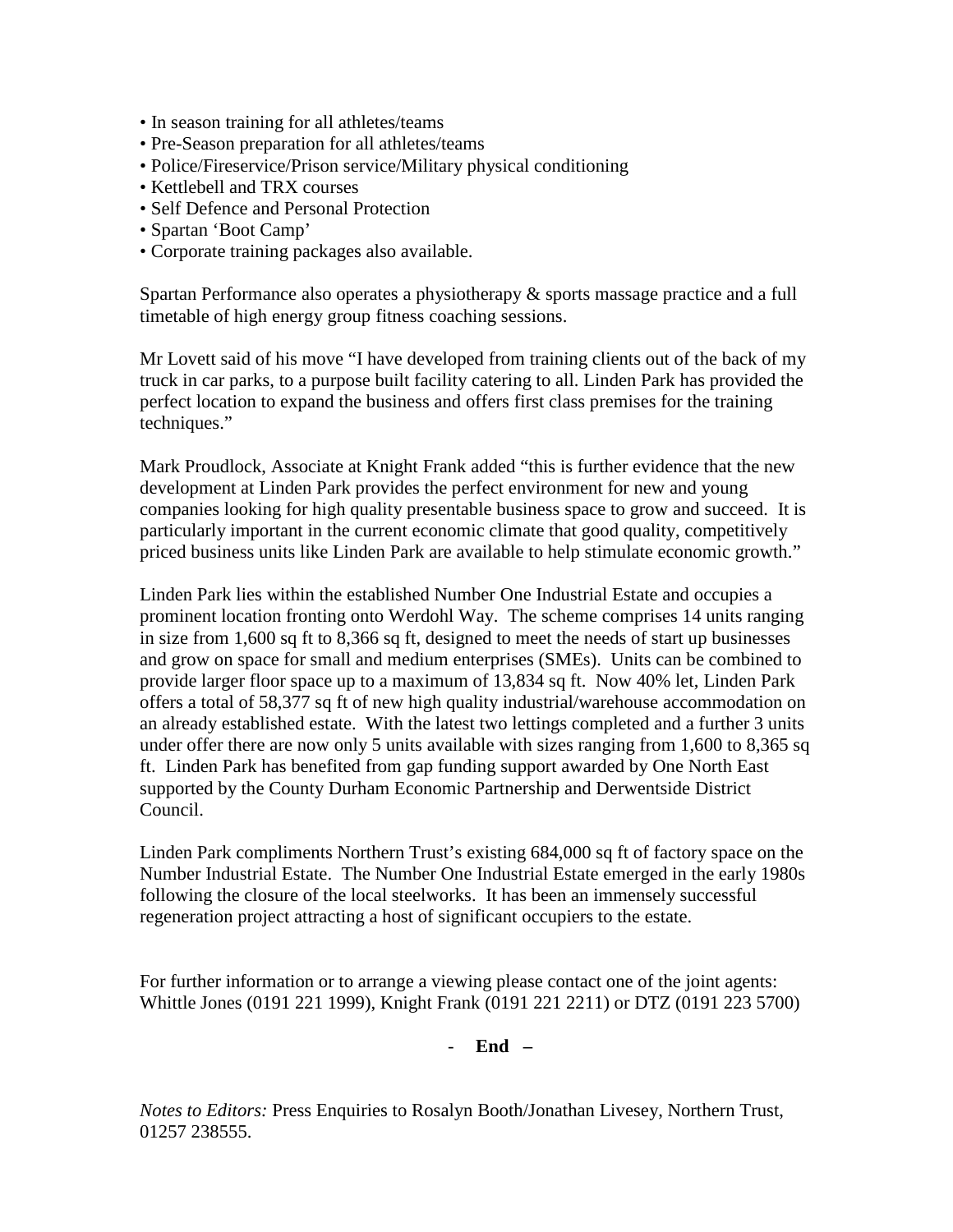- In season training for all athletes/teams
- Pre-Season preparation for all athletes/teams
- Police/Fireservice/Prison service/Military physical conditioning
- Kettlebell and TRX courses
- Self Defence and Personal Protection
- Spartan 'Boot Camp'
- Corporate training packages also available.

Spartan Performance also operates a physiotherapy & sports massage practice and a full timetable of high energy group fitness coaching sessions.

Mr Lovett said of his move "I have developed from training clients out of the back of my truck in car parks, to a purpose built facility catering to all. Linden Park has provided the perfect location to expand the business and offers first class premises for the training techniques."

Mark Proudlock, Associate at Knight Frank added "this is further evidence that the new development at Linden Park provides the perfect environment for new and young companies looking for high quality presentable business space to grow and succeed. It is particularly important in the current economic climate that good quality, competitively priced business units like Linden Park are available to help stimulate economic growth."

Linden Park lies within the established Number One Industrial Estate and occupies a prominent location fronting onto Werdohl Way. The scheme comprises 14 units ranging in size from 1,600 sq ft to 8,366 sq ft, designed to meet the needs of start up businesses and grow on space for small and medium enterprises (SMEs). Units can be combined to provide larger floor space up to a maximum of 13,834 sq ft. Now 40% let, Linden Park offers a total of 58,377 sq ft of new high quality industrial/warehouse accommodation on an already established estate. With the latest two lettings completed and a further 3 units under offer there are now only 5 units available with sizes ranging from 1,600 to 8,365 sq ft. Linden Park has benefited from gap funding support awarded by One North East supported by the County Durham Economic Partnership and Derwentside District Council.

Linden Park compliments Northern Trust's existing 684,000 sq ft of factory space on the Number Industrial Estate. The Number One Industrial Estate emerged in the early 1980s following the closure of the local steelworks. It has been an immensely successful regeneration project attracting a host of significant occupiers to the estate.

For further information or to arrange a viewing please contact one of the joint agents: Whittle Jones (0191 221 1999), Knight Frank (0191 221 2211) or DTZ (0191 223 5700)

- **End –**

*Notes to Editors:* Press Enquiries to Rosalyn Booth/Jonathan Livesey, Northern Trust, 01257 238555.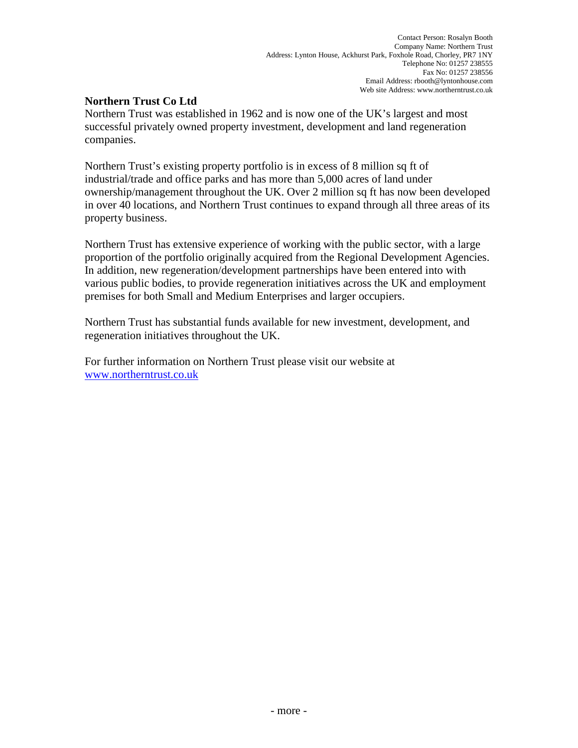Contact Person: Rosalyn Booth
Company Name: Northern Trust
Address: Lynton House, Ackhurst Park, Foxhole Road, Chorley, PR7 1NY
Telephone No: 01257 238555
Fax No: 01257 238556
Email Address: rbooth@lyntonhouse.com
Web site Address: www.northerntrust.co.uk

**Northern Trust Co Ltd**

Northern Trust was established in 1962 and is now one of the UK's largest and most successful privately owned property investment, development and land regeneration companies.

Northern Trust's existing property portfolio is in excess of 8 million sq ft of industrial/trade and office parks and has more than 5,000 acres of land under ownership/management throughout the UK. Over 2 million sq ft has now been developed in over 40 locations, and Northern Trust continues to expand through all three areas of its property business.

Northern Trust has extensive experience of working with the public sector, with a large proportion of the portfolio originally acquired from the Regional Development Agencies. In addition, new regeneration/development partnerships have been entered into with various public bodies, to provide regeneration initiatives across the UK and employment premises for both Small and Medium Enterprises and larger occupiers.

Northern Trust has substantial funds available for new investment, development, and regeneration initiatives throughout the UK.

For further information on Northern Trust please visit our website at www.northerntrust.co.uk

- more -